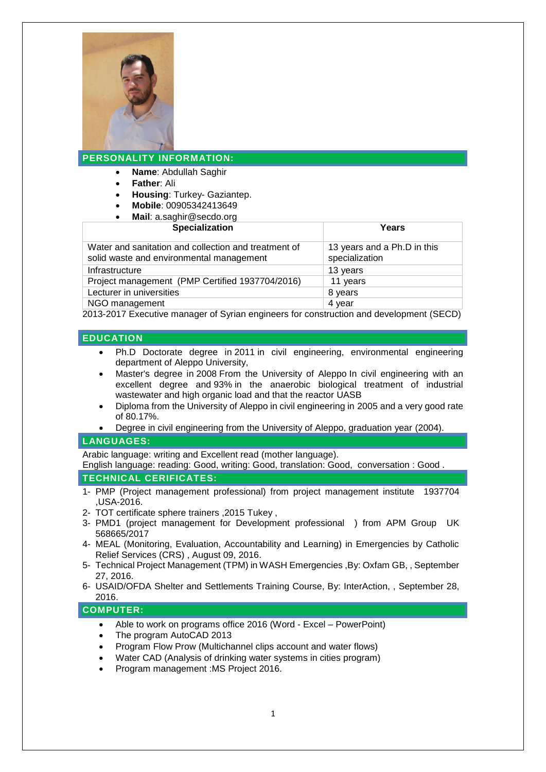## PERSONALITY INFORMATION:

- **Name**: Abdullah Saghir
- **Father**: Ali
- **Housing**: Turkey- Gaziantep.
- **Mobile**: 00905342413649
- **Mail**: a.saghir@secdo.org

| Specialization | Years |
|---|---|
| Water and sanitation and collection and treatment of solid waste and environmental management | 13 years and a Ph.D in this specialization |
| Infrastructure | 13 years |
| Project management (PMP Certified 1937704/2016) | 11 years |
| Lecturer in universities | 8 years |
| NGO management | 4 year |

2013-2017 Executive manager of Syrian engineers for construction and development (SECD)

## EDUCATION

- Ph.D Doctorate degree in 2011 in civil engineering, environmental engineering department of Aleppo University,
- Master's degree in 2008 From the University of Aleppo In civil engineering with an excellent degree and 93% in the anaerobic biological treatment of industrial wastewater and high organic load and that the reactor UASB
- Diploma from the University of Aleppo in civil engineering in 2005 and a very good rate of 80.17%.
- Degree in civil engineering from the University of Aleppo, graduation year (2004).

## LANGUAGES:

Arabic language: writing and Excellent read (mother language).
English language: reading: Good, writing: Good, translation: Good, conversation : Good .

## TECHNICAL CERIFICATES:

1- PMP (Project management professional) from project management institute 1937704 ,USA-2016.
2- TOT certificate sphere trainers ,2015 Tukey ,
3- PMD1 (project management for Development professional ) from APM Group UK 568665/2017
4- MEAL (Monitoring, Evaluation, Accountability and Learning) in Emergencies by Catholic Relief Services (CRS) , August 09, 2016.
5- Technical Project Management (TPM) in WASH Emergencies ,By: Oxfam GB, , September 27, 2016.
6- USAID/OFDA Shelter and Settlements Training Course, By: InterAction, , September 28, 2016.

## COMPUTER:

- Able to work on programs office 2016 (Word - Excel – PowerPoint)
- The program AutoCAD 2013
- Program Flow Prow (Multichannel clips account and water flows)
- Water CAD (Analysis of drinking water systems in cities program)
- Program management :MS Project 2016.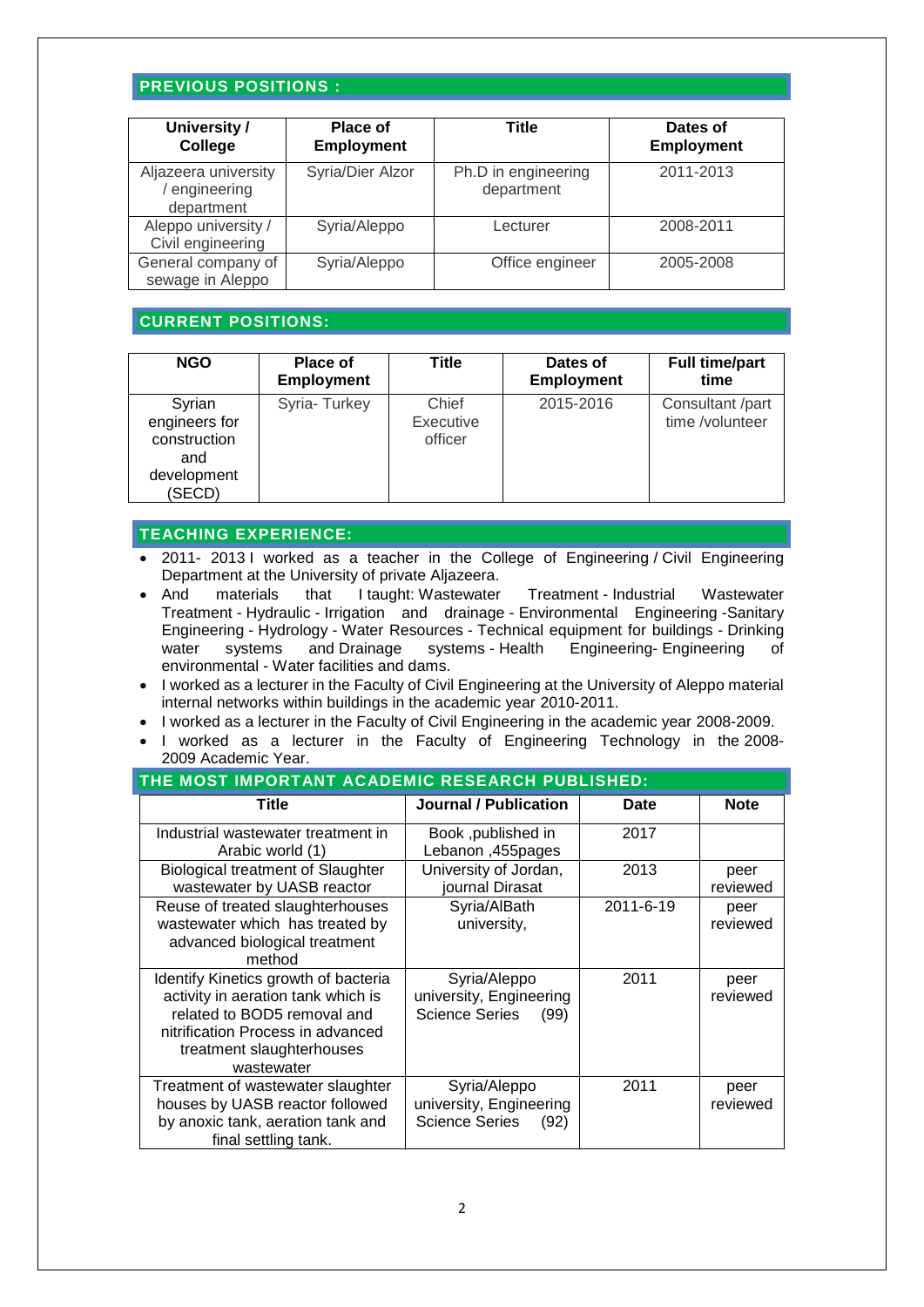## PREVIOUS POSITIONS :

| University / College | Place of Employment | Title | Dates of Employment |
|---|---|---|---|
| Aljazeera university / engineering department | Syria/Dier Alzor | Ph.D in engineering department | 2011-2013 |
| Aleppo university / Civil engineering | Syria/Aleppo | Lecturer | 2008-2011 |
| General company of sewage in Aleppo | Syria/Aleppo | Office engineer | 2005-2008 |

## CURRENT POSITIONS:

| NGO | Place of Employment | Title | Dates of Employment | Full time/part time |
|---|---|---|---|---|
| Syrian engineers for construction and development (SECD) | Syria- Turkey | Chief Executive officer | 2015-2016 | Consultant /part time /volunteer |

## TEACHING EXPERIENCE:

- 2011- 2013 I worked as a teacher in the College of Engineering / Civil Engineering Department at the University of private Aljazeera.
- And materials that I taught: Wastewater Treatment - Industrial Wastewater Treatment - Hydraulic - Irrigation and drainage - Environmental Engineering -Sanitary Engineering - Hydrology - Water Resources - Technical equipment for buildings - Drinking water systems and Drainage systems - Health Engineering- Engineering of environmental - Water facilities and dams.
- I worked as a lecturer in the Faculty of Civil Engineering at the University of Aleppo material internal networks within buildings in the academic year 2010-2011.
- I worked as a lecturer in the Faculty of Civil Engineering in the academic year 2008-2009.
- I worked as a lecturer in the Faculty of Engineering Technology in the 2008-2009 Academic Year.

## THE MOST IMPORTANT ACADEMIC RESEARCH PUBLISHED:

| Title | Journal / Publication | Date | Note |
|---|---|---|---|
| Industrial wastewater treatment in Arabic world (1) | Book ,published in Lebanon ,455pages | 2017 | |
| Biological treatment of Slaughter wastewater by UASB reactor | University of Jordan, journal Dirasat | 2013 | peer reviewed |
| Reuse of treated slaughterhouses wastewater which has treated by advanced biological treatment method | Syria/AlBath university, | 2011-6-19 | peer reviewed |
| Identify Kinetics growth of bacteria activity in aeration tank which is related to BOD5 removal and nitrification Process in advanced treatment slaughterhouses wastewater | Syria/Aleppo university, Engineering Science Series (99) | 2011 | peer reviewed |
| Treatment of wastewater slaughter houses by UASB reactor followed by anoxic tank, aeration tank and final settling tank. | Syria/Aleppo university, Engineering Science Series (92) | 2011 | peer reviewed |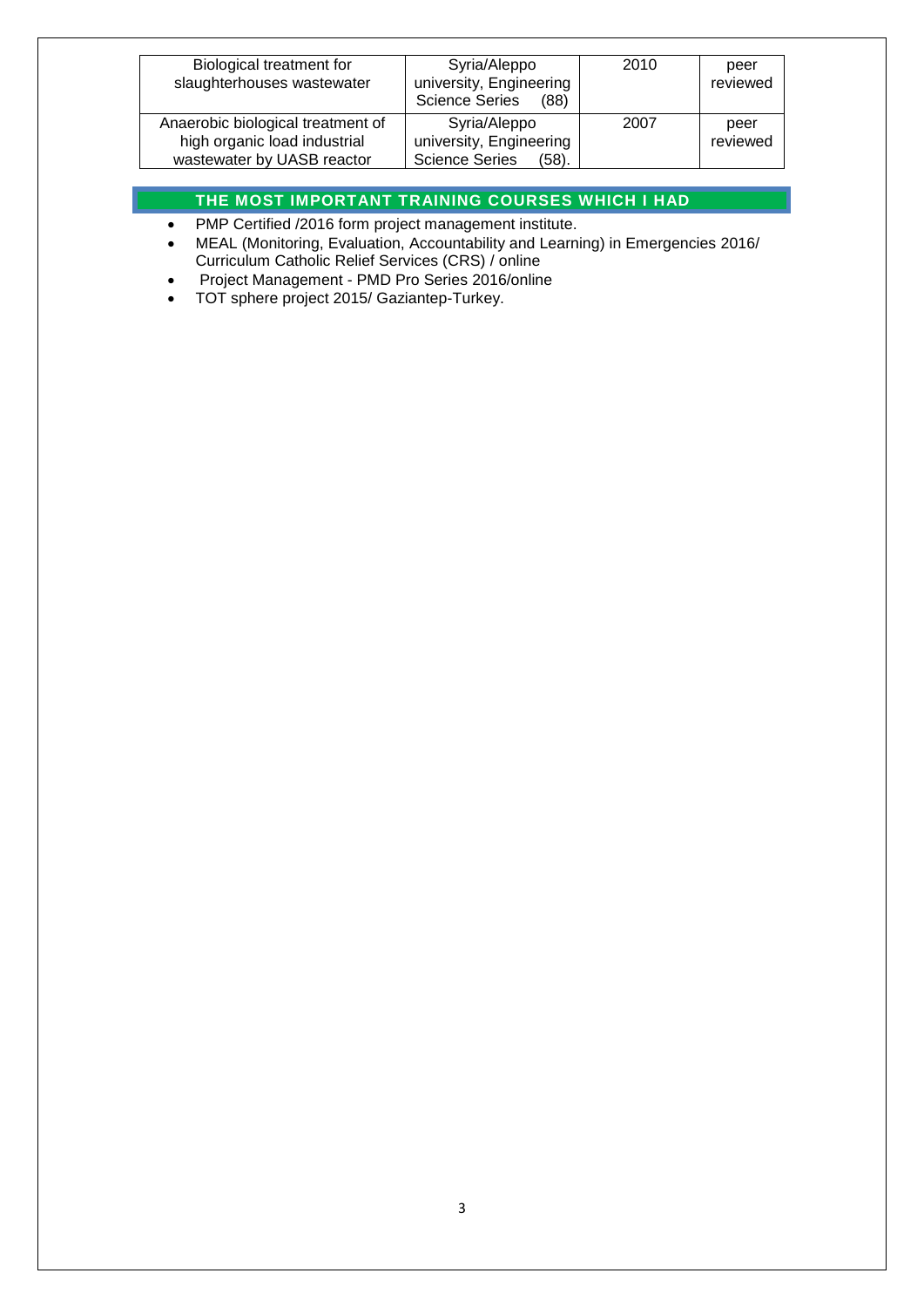| Biological treatment for slaughterhouses wastewater | Syria/Aleppo university, Engineering Science Series (88) | 2010 | peer reviewed |
|---|---|---|---|
| Anaerobic biological treatment of high organic load industrial wastewater by UASB reactor | Syria/Aleppo university, Engineering Science Series (58). | 2007 | peer reviewed |

## THE MOST IMPORTANT TRAINING COURSES WHICH I HAD

- PMP Certified /2016 form project management institute.
- MEAL (Monitoring, Evaluation, Accountability and Learning) in Emergencies 2016/ Curriculum Catholic Relief Services (CRS) / online
- Project Management - PMD Pro Series 2016/online
- TOT sphere project 2015/ Gaziantep-Turkey.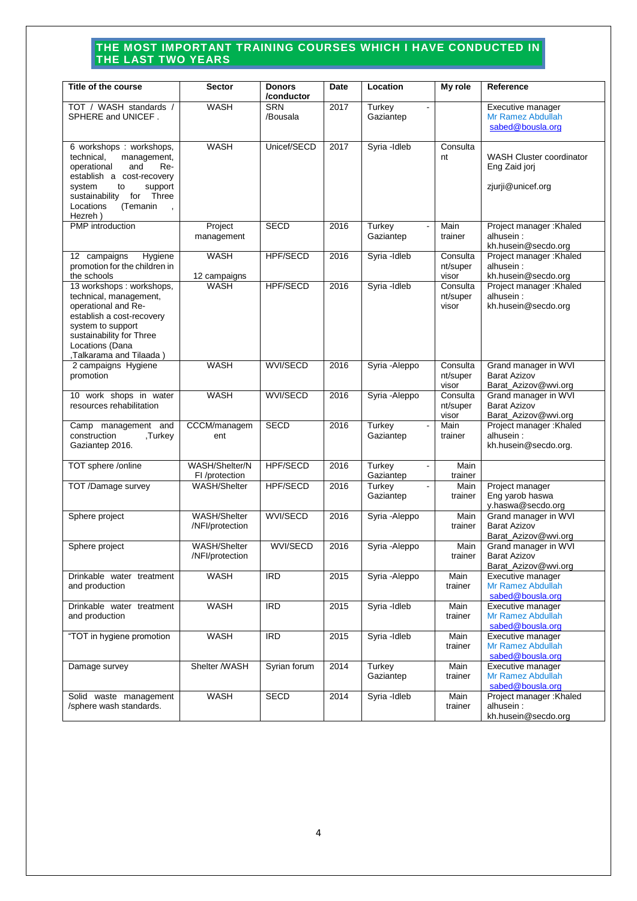## THE MOST IMPORTANT TRAINING COURSES WHICH I HAVE CONDUCTED IN THE LAST TWO YEARS

| Title of the course | Sector | Donors /conductor | Date | Location | My role | Reference |
|---|---|---|---|---|---|---|
| TOT / WASH standards / SPHERE and UNICEF . | WASH | SRN /Bousala | 2017 | Turkey - Gaziantep | | Executive manager Mr Ramez Abdullah sabed@bousla.org |
| 6 workshops : workshops, technical, management, operational and Re-establish a cost-recovery system to support sustainability for Three Locations (Temanin , Hezreh ) | WASH | Unicef/SECD | 2017 | Syria -Idleb | Consultant | WASH Cluster coordinator Eng Zaid jorj zjurji@unicef.org |
| PMP introduction | Project management | SECD | 2016 | Turkey - Gaziantep | Main trainer | Project manager :Khaled alhusein : kh.husein@secdo.org |
| 12 campaigns Hygiene promotion for the children in the schools | WASH 12 campaigns | HPF/SECD | 2016 | Syria -Idleb | Consultant/supervisor | Project manager :Khaled alhusein : kh.husein@secdo.org |
| 13 workshops : workshops, technical, management, operational and Re-establish a cost-recovery system to support sustainability for Three Locations (Dana ,Talkarama and Tilaada ) | WASH | HPF/SECD | 2016 | Syria -Idleb | Consultant/supervisor | Project manager :Khaled alhusein : kh.husein@secdo.org |
| 2 campaigns Hygiene promotion | WASH | WVI/SECD | 2016 | Syria -Aleppo | Consultant/supervisor | Grand manager in WVI Barat Azizov Barat_Azizov@wvi.org |
| 10 work shops in water resources rehabilitation | WASH | WVI/SECD | 2016 | Syria -Aleppo | Consultant/supervisor | Grand manager in WVI Barat Azizov Barat_Azizov@wvi.org |
| Camp management and construction ,Turkey Gaziantep 2016. | CCCM/management | SECD | 2016 | Turkey - Gaziantep | Main trainer | Project manager :Khaled alhusein : kh.husein@secdo.org. |
| TOT sphere /online | WASH/Shelter/NFI /protection | HPF/SECD | 2016 | Turkey - Gaziantep | Main trainer | |
| TOT /Damage survey | WASH/Shelter | HPF/SECD | 2016 | Turkey - Gaziantep | Main trainer | Project manager Eng yarob haswa y.haswa@secdo.org |
| Sphere project | WASH/Shelter /NFI/protection | WVI/SECD | 2016 | Syria -Aleppo | Main trainer | Grand manager in WVI Barat Azizov Barat_Azizov@wvi.org |
| Sphere project | WASH/Shelter /NFI/protection | WVI/SECD | 2016 | Syria -Aleppo | Main trainer | Grand manager in WVI Barat Azizov Barat_Azizov@wvi.org |
| Drinkable water treatment and production | WASH | IRD | 2015 | Syria -Aleppo | Main trainer | Executive manager Mr Ramez Abdullah sabed@bousla.org |
| Drinkable water treatment and production | WASH | IRD | 2015 | Syria -Idleb | Main trainer | Executive manager Mr Ramez Abdullah sabed@bousla.org |
| "TOT in hygiene promotion | WASH | IRD | 2015 | Syria -Idleb | Main trainer | Executive manager Mr Ramez Abdullah sabed@bousla.org |
| Damage survey | Shelter /WASH | Syrian forum | 2014 | Turkey Gaziantep | Main trainer | Executive manager Mr Ramez Abdullah sabed@bousla.org |
| Solid waste management /sphere wash standards. | WASH | SECD | 2014 | Syria -Idleb | Main trainer | Project manager :Khaled alhusein : kh.husein@secdo.org |